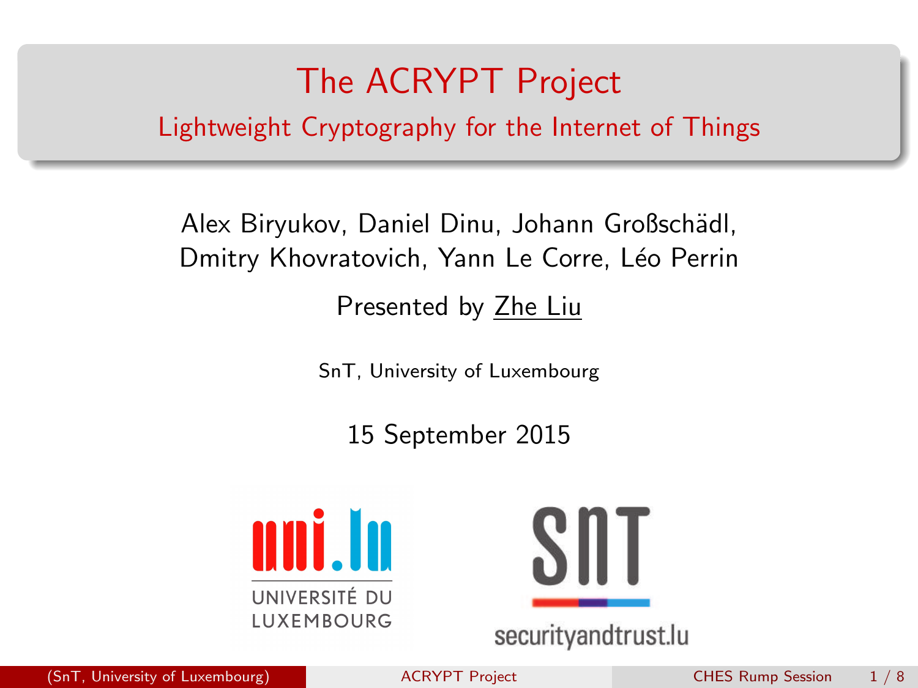# The ACRYPT Project

## Lightweight Cryptography for the Internet of Things

Alex Biryukov, Daniel Dinu, Johann Großschädl, Dmitry Khovratovich, Yann Le Corre, Léo Perrin

Presented by Zhe Liu

SnT, University of Luxembourg

15 September 2015

UNIVERSITÉ DU LUXEMBOURG

securityandtrust.lu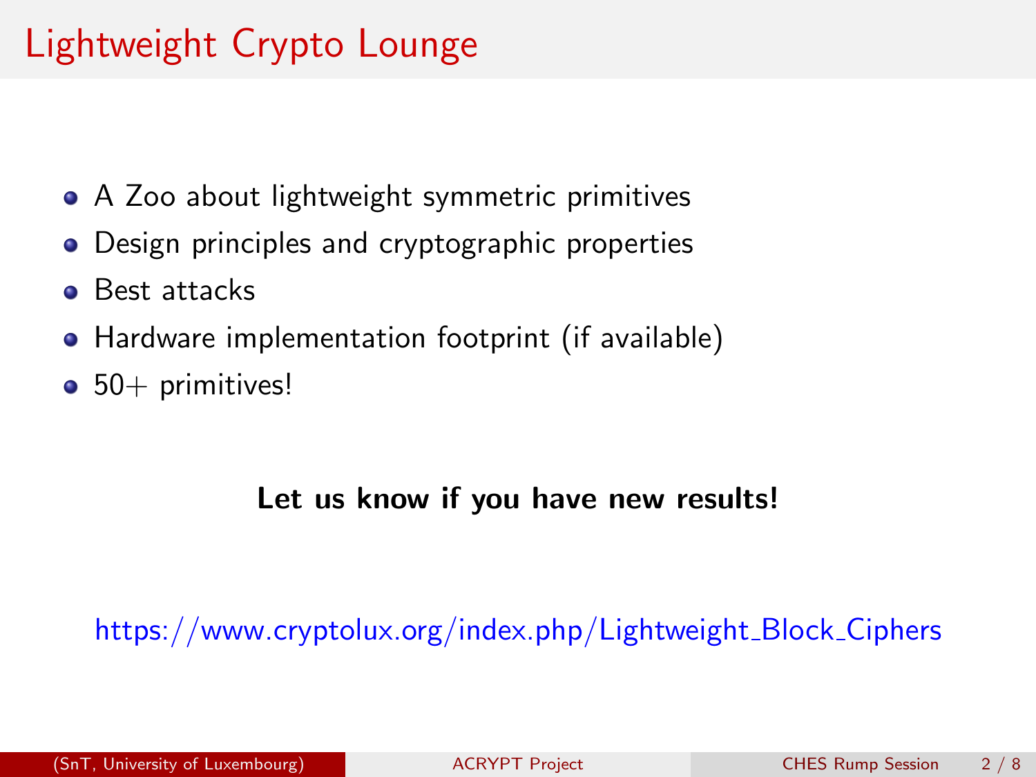# Lightweight Crypto Lounge

- A Zoo about lightweight symmetric primitives
- Design principles and cryptographic properties
- Best attacks
- Hardware implementation footprint (if available)
- 50+ primitives!

**Let us know if you have new results!**

https://www.cryptolux.org/index.php/Lightweight_Block_Ciphers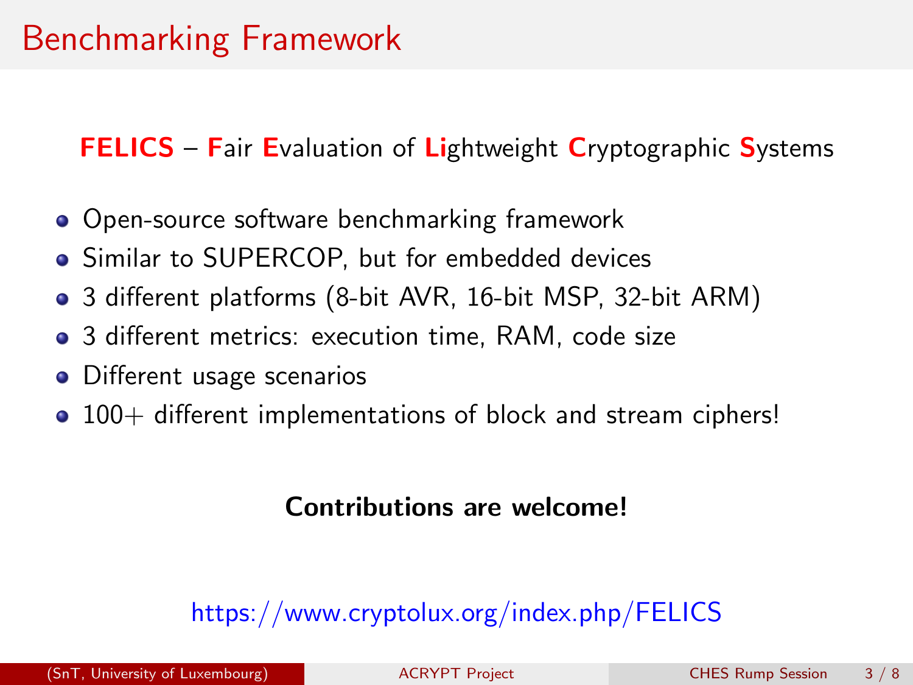# Benchmarking Framework

**FELICS** – **F**air **E**valuation of **Li**ghtweight **C**ryptographic **S**ystems

- Open-source software benchmarking framework
- Similar to SUPERCOP, but for embedded devices
- 3 different platforms (8-bit AVR, 16-bit MSP, 32-bit ARM)
- 3 different metrics: execution time, RAM, code size
- Different usage scenarios
- 100+ different implementations of block and stream ciphers!

**Contributions are welcome!**

https://www.cryptolux.org/index.php/FELICS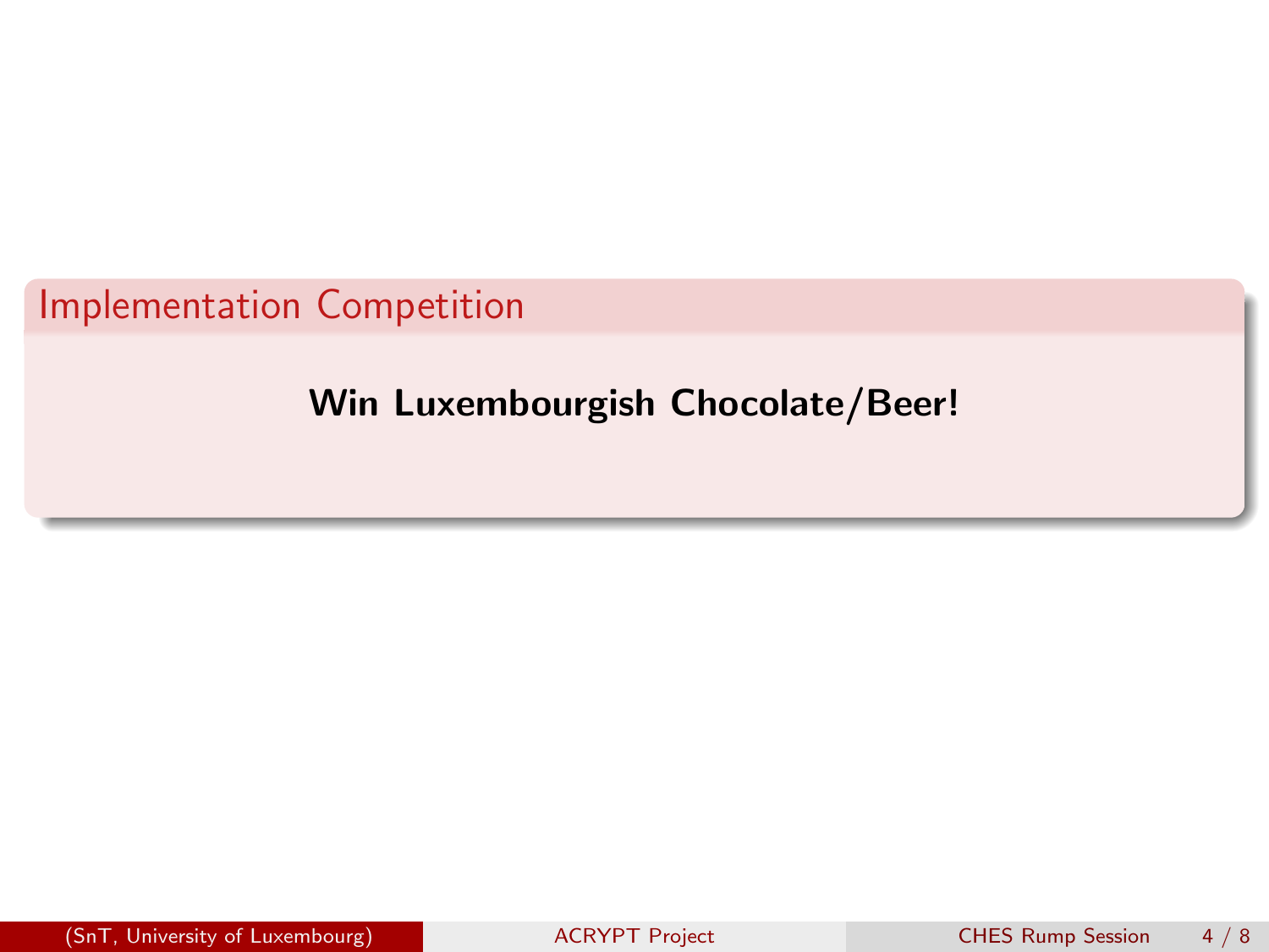## Implementation Competition

**Win Luxembourgish Chocolate/Beer!**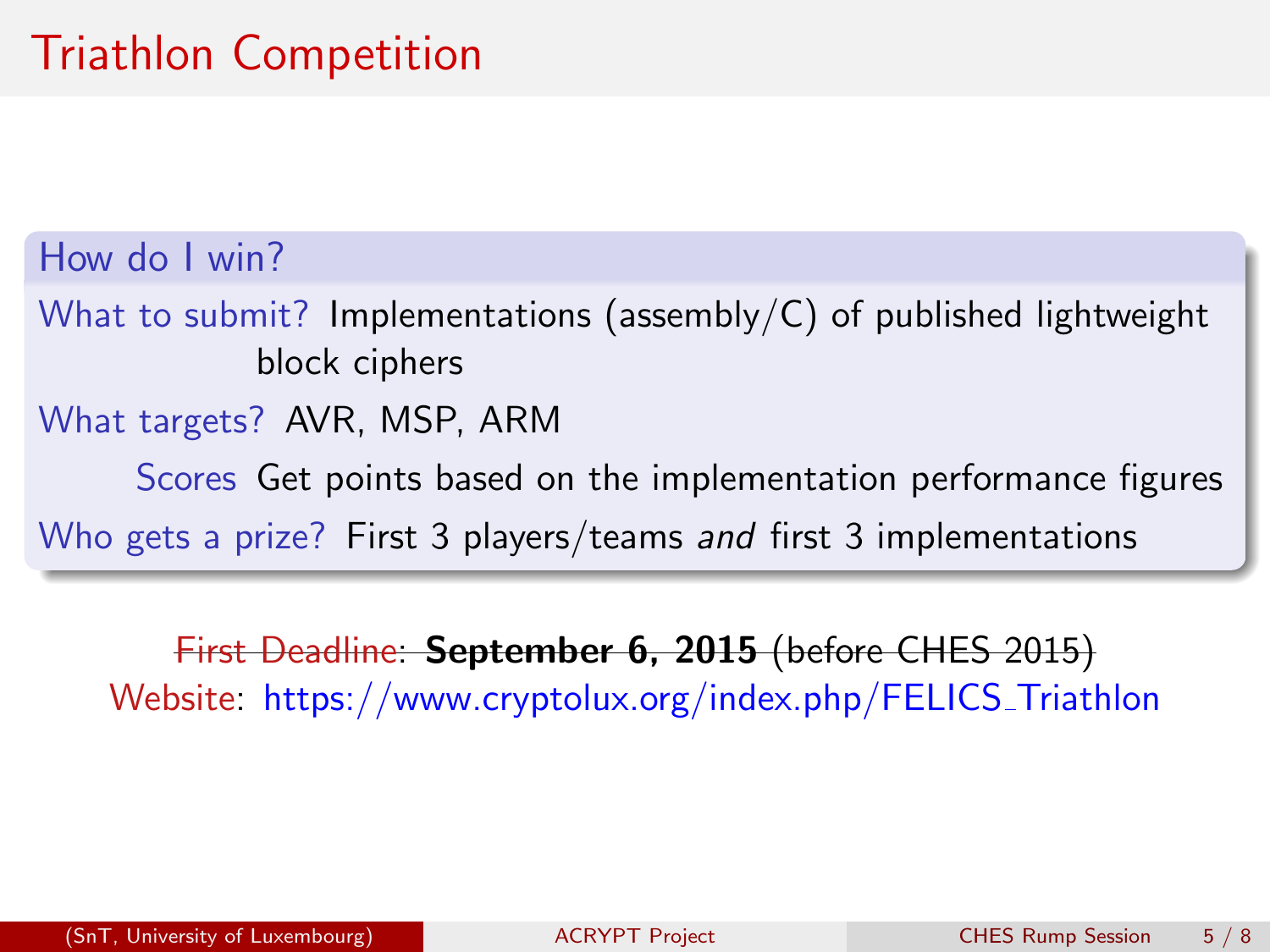# Triathlon Competition

**How do I win?**

- **What to submit?** Implementations (assembly/C) of published lightweight block ciphers
- **What targets?** AVR, MSP, ARM
- **Scores** Get points based on the implementation performance figures
- **Who gets a prize?** First 3 players/teams *and* first 3 implementations

~~First Deadline: **September 6, 2015** (before CHES 2015)~~

Website: https://www.cryptolux.org/index.php/FELICS_Triathlon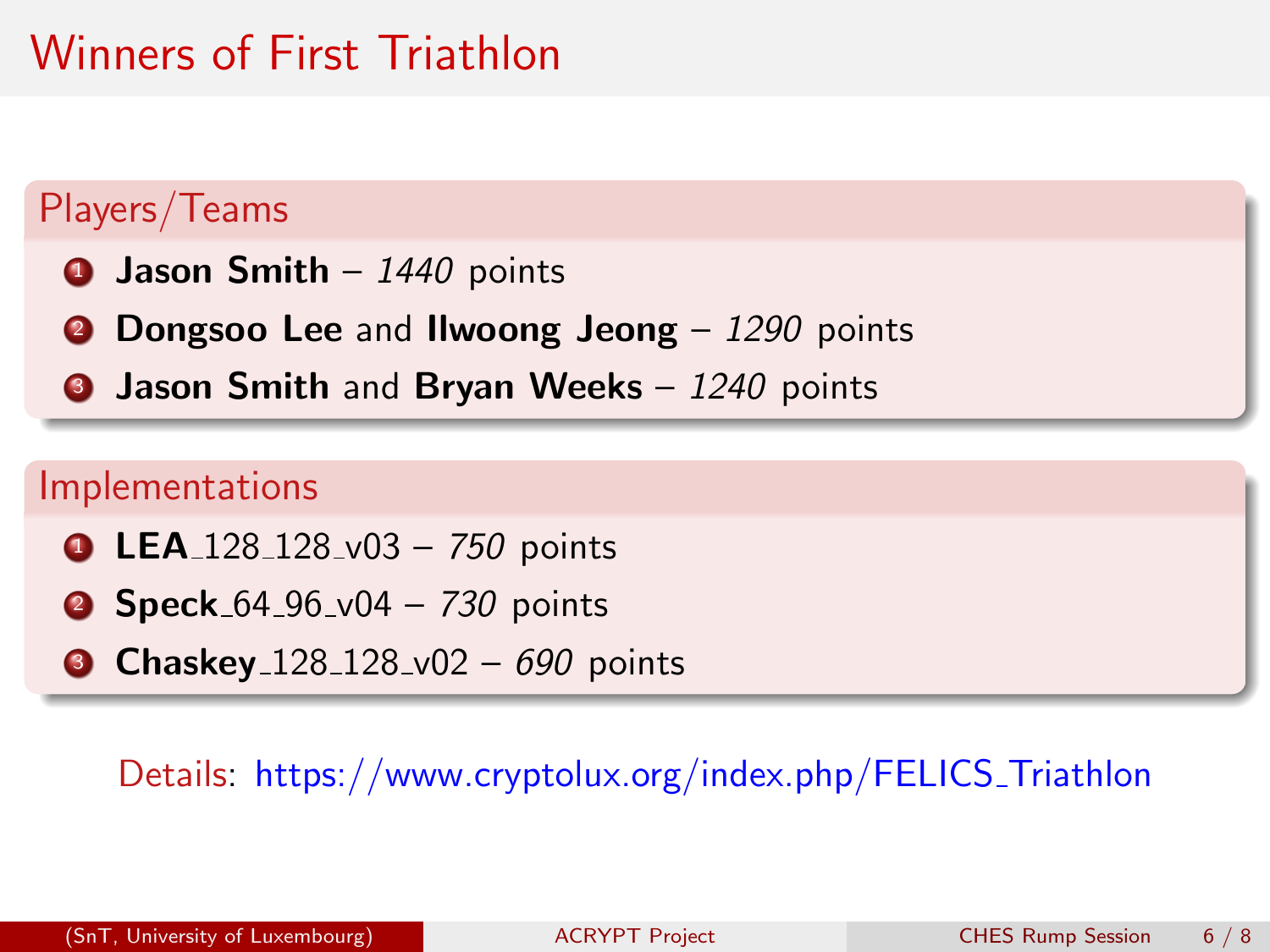# Winners of First Triathlon

## Players/Teams

1. **Jason Smith** – *1440* points
2. **Dongsoo Lee** and **Ilwoong Jeong** – *1290* points
3. **Jason Smith** and **Bryan Weeks** – *1240* points

## Implementations

1. **LEA**_128_128_v03 – *750* points
2. **Speck**_64_96_v04 – *730* points
3. **Chaskey**_128_128_v02 – *690* points

Details: https://www.cryptolux.org/index.php/FELICS_Triathlon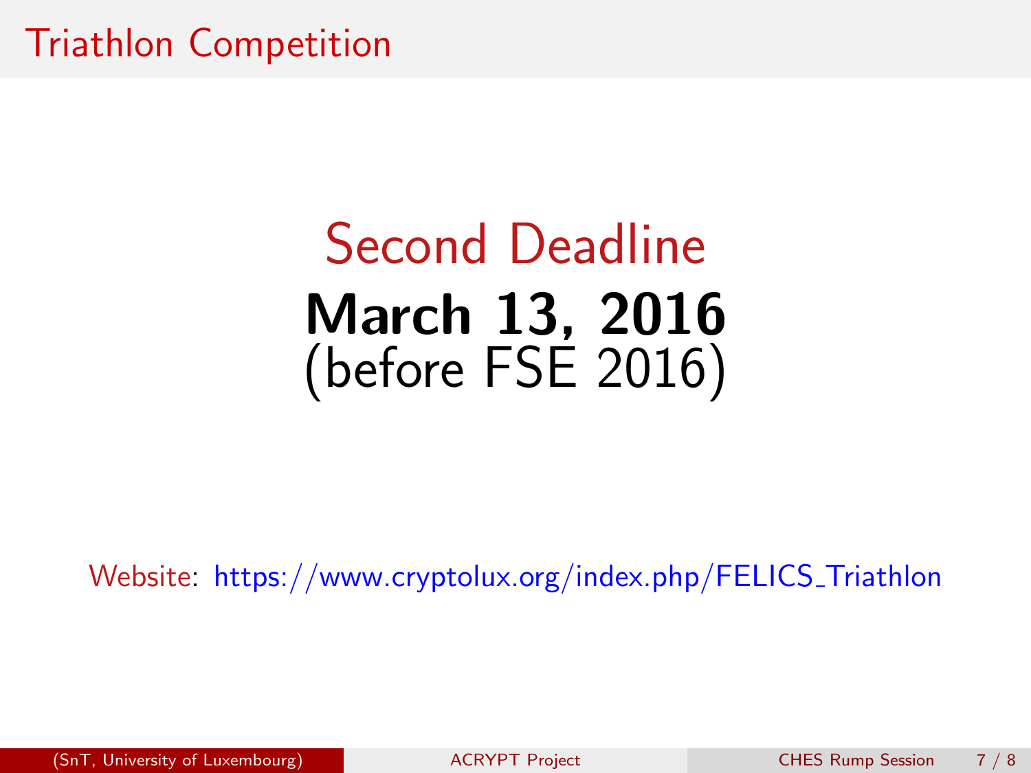# Triathlon Competition

## Second Deadline

**March 13, 2016**

(before FSE 2016)

Website: https://www.cryptolux.org/index.php/FELICS_Triathlon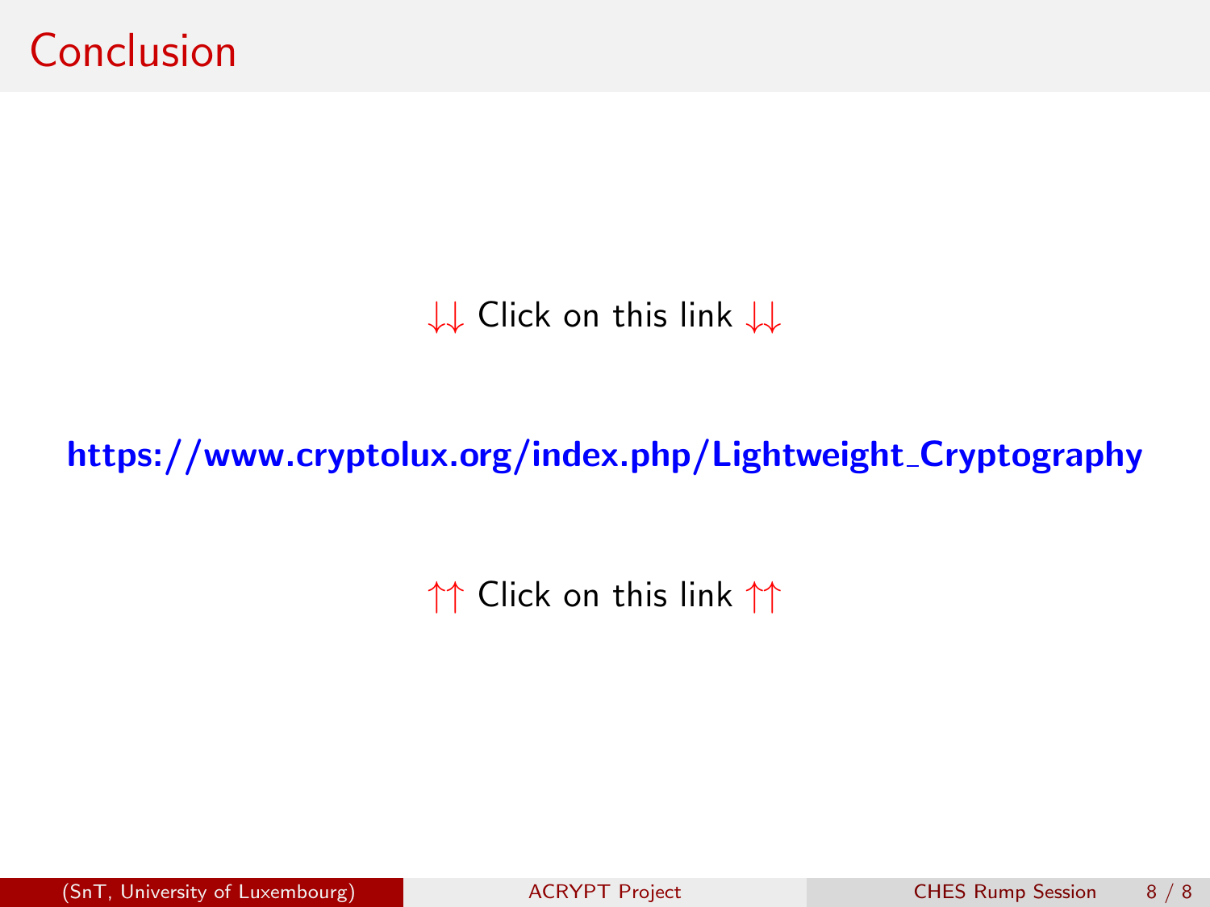# Conclusion

↓↓ Click on this link ↓↓

**https://www.cryptolux.org/index.php/Lightweight_Cryptography**

↑↑ Click on this link ↑↑